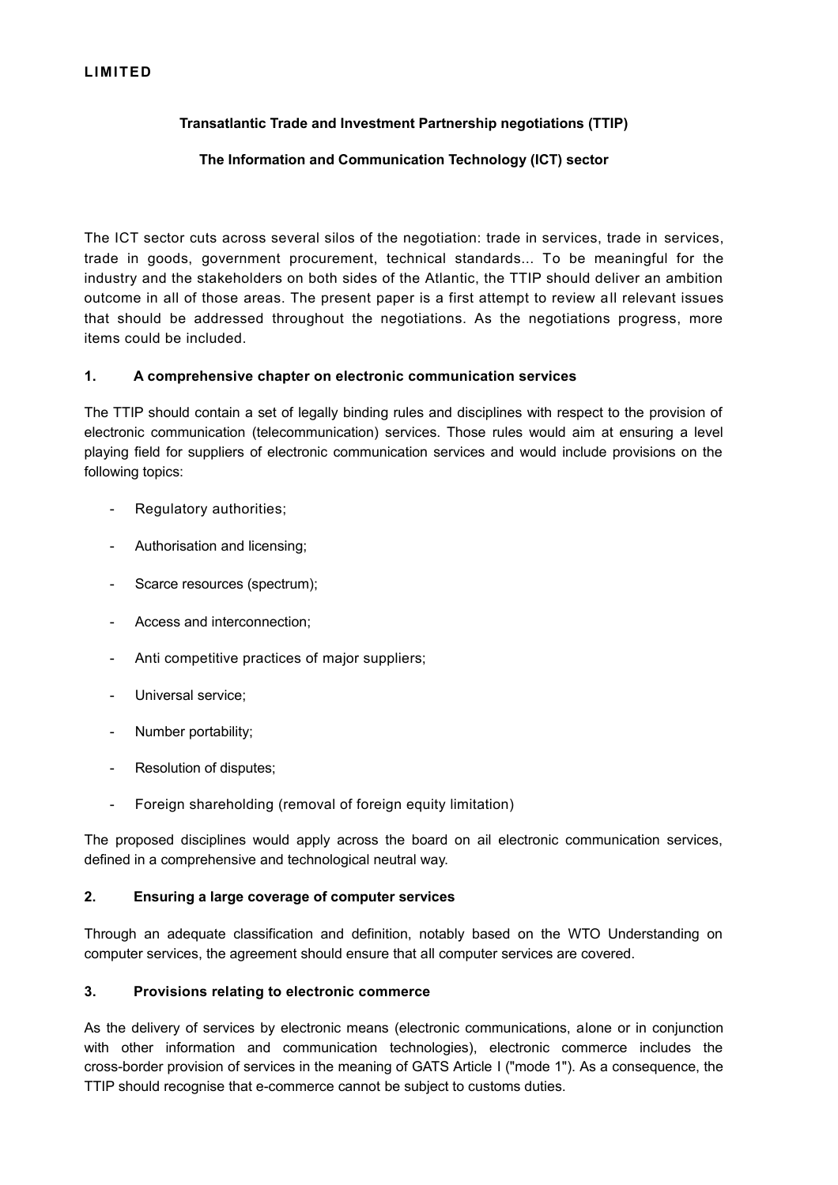**LIMITED**

**Transatlantic Trade and Investment Partnership negotiations (TTIP)**

**The Information and Communication Technology (ICT) sector**

The ICT sector cuts across several silos of the negotiation: trade in services, trade in services, trade in goods, government procurement, technical standards... To be meaningful for the industry and the stakeholders on both sides of the Atlantic, the TTIP should deliver an ambition outcome in all of those areas. The present paper is a first attempt to review all relevant issues that should be addressed throughout the negotiations. As the negotiations progress, more items could be included.

## 1. A comprehensive chapter on electronic communication services

The TTIP should contain a set of legally binding rules and disciplines with respect to the provision of electronic communication (telecommunication) services. Those rules would aim at ensuring a level playing field for suppliers of electronic communication services and would include provisions on the following topics:

- Regulatory authorities;
- Authorisation and licensing;
- Scarce resources (spectrum);
- Access and interconnection;
- Anti competitive practices of major suppliers;
- Universal service;
- Number portability;
- Resolution of disputes;
- Foreign shareholding (removal of foreign equity limitation)

The proposed disciplines would apply across the board on ail electronic communication services, defined in a comprehensive and technological neutral way.

## 2. Ensuring a large coverage of computer services

Through an adequate classification and definition, notably based on the WTO Understanding on computer services, the agreement should ensure that all computer services are covered.

## 3. Provisions relating to electronic commerce

As the delivery of services by electronic means (electronic communications, alone or in conjunction with other information and communication technologies), electronic commerce includes the cross-border provision of services in the meaning of GATS Article I ("mode 1"). As a consequence, the TTIP should recognise that e-commerce cannot be subject to customs duties.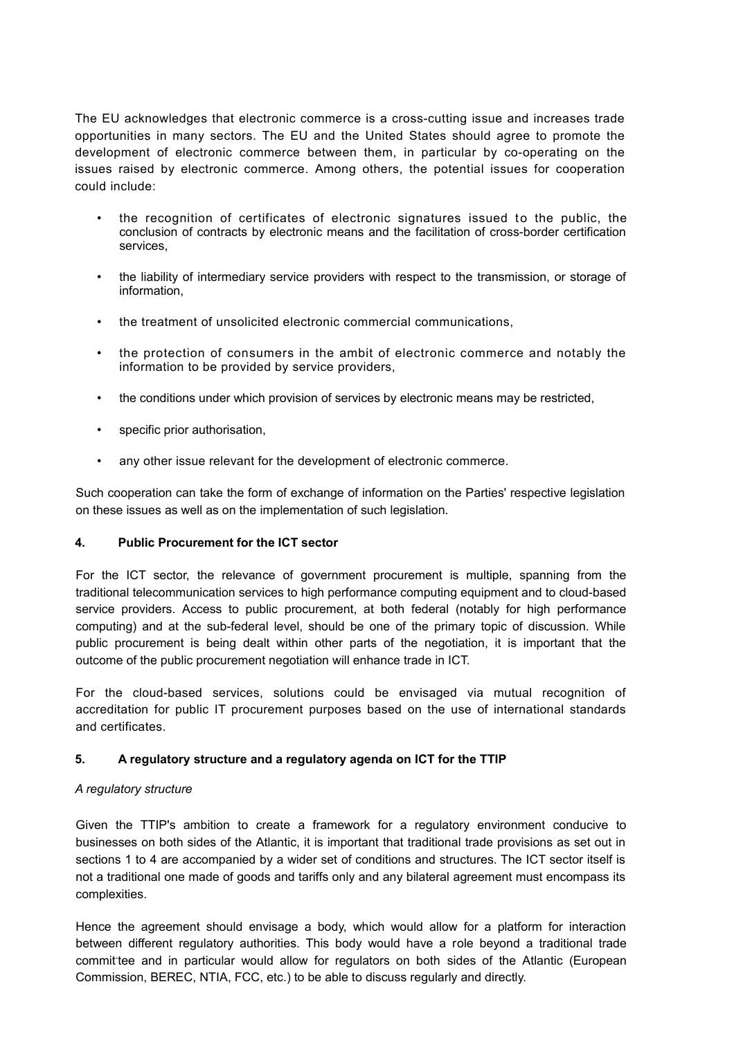The EU acknowledges that electronic commerce is a cross-cutting issue and increases trade opportunities in many sectors. The EU and the United States should agree to promote the development of electronic commerce between them, in particular by co-operating on the issues raised by electronic commerce. Among others, the potential issues for cooperation could include:

- the recognition of certificates of electronic signatures issued to the public, the conclusion of contracts by electronic means and the facilitation of cross-border certification services,
- the liability of intermediary service providers with respect to the transmission, or storage of information,
- the treatment of unsolicited electronic commercial communications,
- the protection of consumers in the ambit of electronic commerce and notably the information to be provided by service providers,
- the conditions under which provision of services by electronic means may be restricted,
- specific prior authorisation,
- any other issue relevant for the development of electronic commerce.

Such cooperation can take the form of exchange of information on the Parties' respective legislation on these issues as well as on the implementation of such legislation.

## 4. Public Procurement for the ICT sector

For the ICT sector, the relevance of government procurement is multiple, spanning from the traditional telecommunication services to high performance computing equipment and to cloud-based service providers. Access to public procurement, at both federal (notably for high performance computing) and at the sub-federal level, should be one of the primary topic of discussion. While public procurement is being dealt within other parts of the negotiation, it is important that the outcome of the public procurement negotiation will enhance trade in ICT.

For the cloud-based services, solutions could be envisaged via mutual recognition of accreditation for public IT procurement purposes based on the use of international standards and certificates.

## 5. A regulatory structure and a regulatory agenda on ICT for the TTIP

*A regulatory structure*

Given the TTIP's ambition to create a framework for a regulatory environment conducive to businesses on both sides of the Atlantic, it is important that traditional trade provisions as set out in sections 1 to 4 are accompanied by a wider set of conditions and structures. The ICT sector itself is not a traditional one made of goods and tariffs only and any bilateral agreement must encompass its complexities.

Hence the agreement should envisage a body, which would allow for a platform for interaction between different regulatory authorities. This body would have a role beyond a traditional trade committee and in particular would allow for regulators on both sides of the Atlantic (European Commission, BEREC, NTIA, FCC, etc.) to be able to discuss regularly and directly.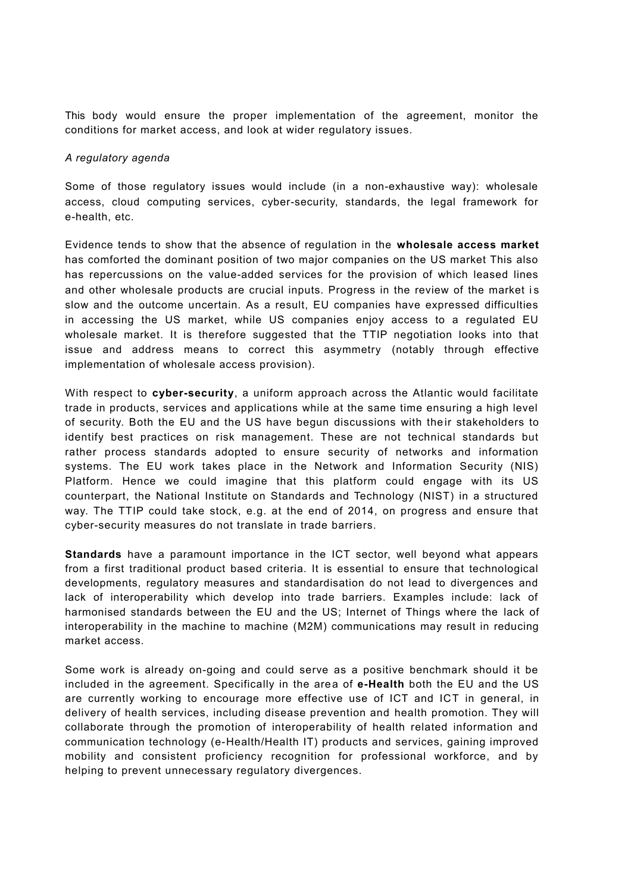This body would ensure the proper implementation of the agreement, monitor the conditions for market access, and look at wider regulatory issues.

*A regulatory agenda*

Some of those regulatory issues would include (in a non-exhaustive way): wholesale access, cloud computing services, cyber-security, standards, the legal framework for e-health, etc.

Evidence tends to show that the absence of regulation in the **wholesale access market** has comforted the dominant position of two major companies on the US market This also has repercussions on the value-added services for the provision of which leased lines and other wholesale products are crucial inputs. Progress in the review of the market is slow and the outcome uncertain. As a result, EU companies have expressed difficulties in accessing the US market, while US companies enjoy access to a regulated EU wholesale market. It is therefore suggested that the TTIP negotiation looks into that issue and address means to correct this asymmetry (notably through effective implementation of wholesale access provision).

With respect to **cyber-security**, a uniform approach across the Atlantic would facilitate trade in products, services and applications while at the same time ensuring a high level of security. Both the EU and the US have begun discussions with their stakeholders to identify best practices on risk management. These are not technical standards but rather process standards adopted to ensure security of networks and information systems. The EU work takes place in the Network and Information Security (NIS) Platform. Hence we could imagine that this platform could engage with its US counterpart, the National Institute on Standards and Technology (NIST) in a structured way. The TTIP could take stock, e.g. at the end of 2014, on progress and ensure that cyber-security measures do not translate in trade barriers.

**Standards** have a paramount importance in the ICT sector, well beyond what appears from a first traditional product based criteria. It is essential to ensure that technological developments, regulatory measures and standardisation do not lead to divergences and lack of interoperability which develop into trade barriers. Examples include: lack of harmonised standards between the EU and the US; Internet of Things where the lack of interoperability in the machine to machine (M2M) communications may result in reducing market access.

Some work is already on-going and could serve as a positive benchmark should it be included in the agreement. Specifically in the area of **e-Health** both the EU and the US are currently working to encourage more effective use of ICT and ICT in general, in delivery of health services, including disease prevention and health promotion. They will collaborate through the promotion of interoperability of health related information and communication technology (e-Health/Health IT) products and services, gaining improved mobility and consistent proficiency recognition for professional workforce, and by helping to prevent unnecessary regulatory divergences.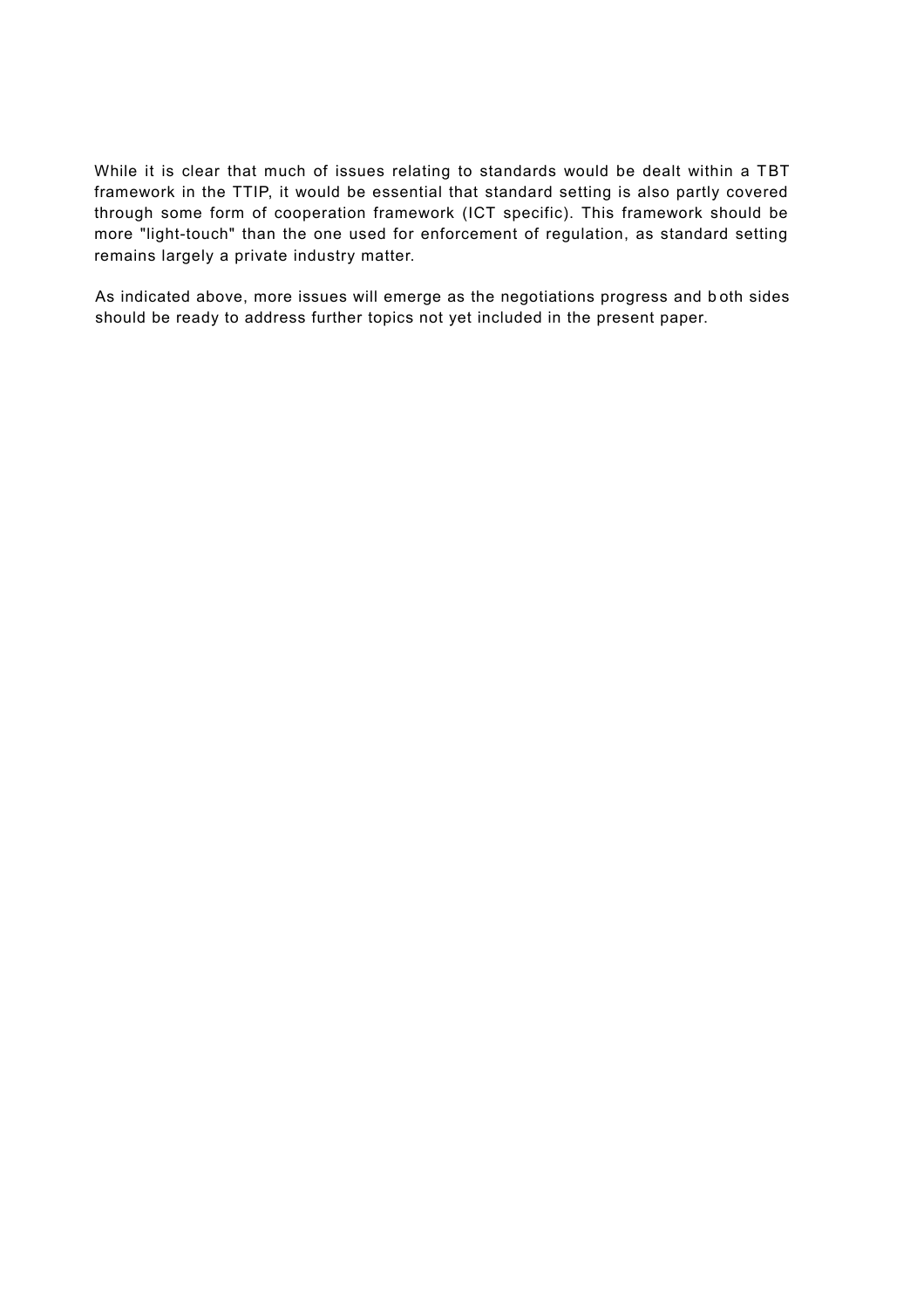While it is clear that much of issues relating to standards would be dealt within a TBT framework in the TTIP, it would be essential that standard setting is also partly covered through some form of cooperation framework (ICT specific). This framework should be more "light-touch" than the one used for enforcement of regulation, as standard setting remains largely a private industry matter.

As indicated above, more issues will emerge as the negotiations progress and both sides should be ready to address further topics not yet included in the present paper.